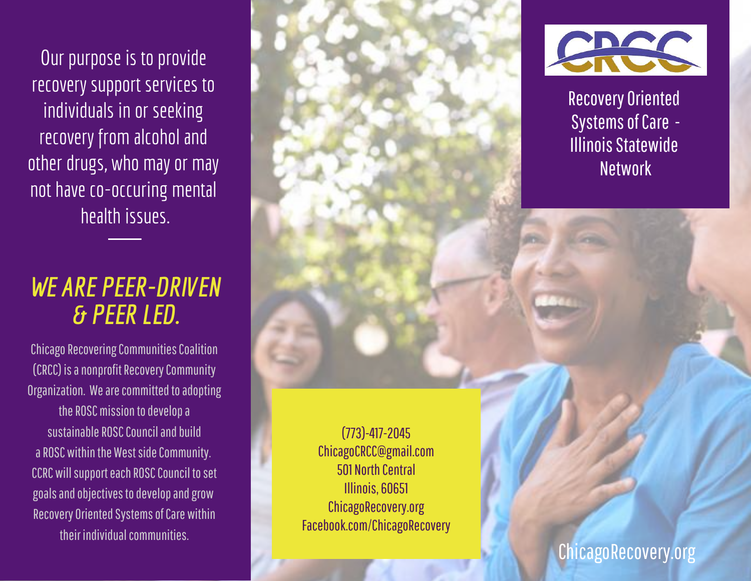Our purpose is to provide recovery support services to individuals in or seeking recovery from alcohol and other drugs, who may or may not have co-occuring mental health issues.

---

## *WE ARE PEER-DRIVEN & PEER LED.*

Chicago Recovering Communities Coalition (CRCC) is a nonprofit Recovery Community Organization. We are committed to adopting the ROSC mission to develop a sustainable ROSC Council and build a ROSC within the West side Community. CCRC will support each ROSC Council to set goals and objectives to develop and grow Recovery Oriented Systems of Care within their individual communities.

(773)-417-2045
ChicagoCRCC@gmail.com
501 North Central
Illinois, 60651
ChicagoRecovery.org
Facebook.com/ChicagoRecovery

CRCC

Recovery Oriented Systems of Care - Illinois Statewide Network

ChicagoRecovery.org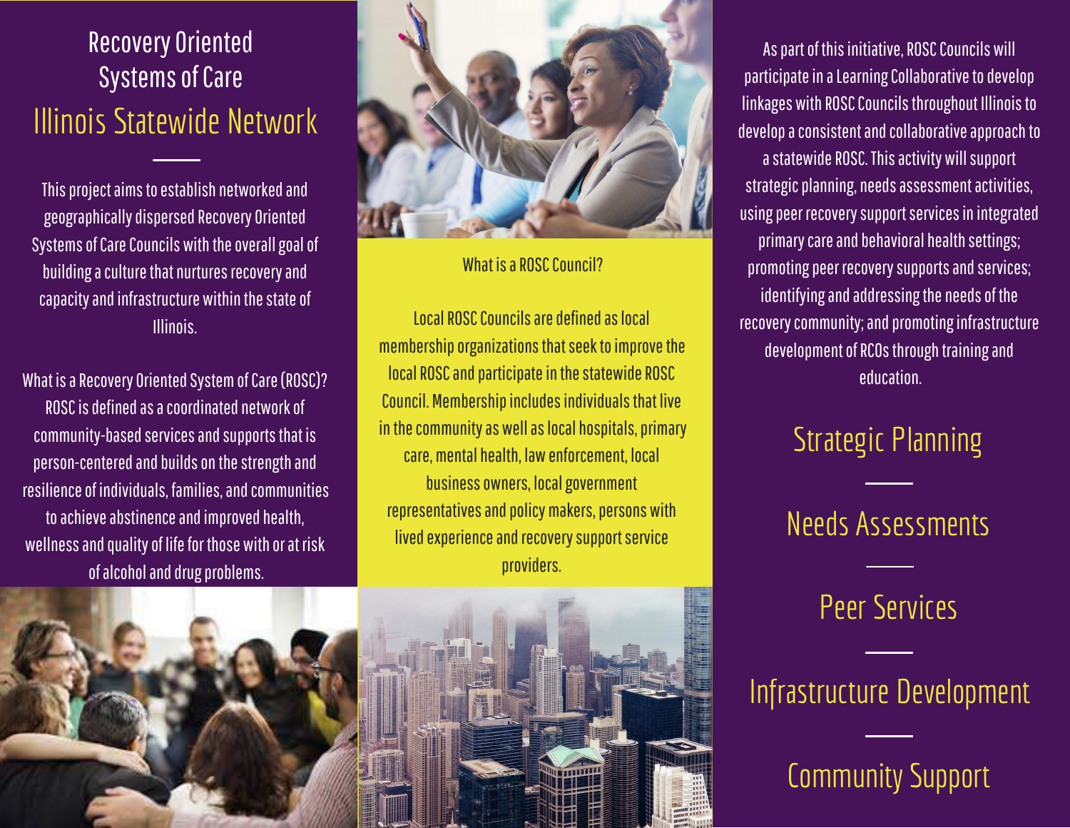# Recovery Oriented Systems of Care

## Illinois Statewide Network

This project aims to establish networked and geographically dispersed Recovery Oriented Systems of Care Councils with the overall goal of building a culture that nurtures recovery and capacity and infrastructure within the state of Illinois.

What is a Recovery Oriented System of Care (ROSC)? ROSC is defined as a coordinated network of community-based services and supports that is person-centered and builds on the strength and resilience of individuals, families, and communities to achieve abstinence and improved health, wellness and quality of life for those with or at risk of alcohol and drug problems.

What is a ROSC Council?

Local ROSC Councils are defined as local membership organizations that seek to improve the local ROSC and participate in the statewide ROSC Council. Membership includes individuals that live in the community as well as local hospitals, primary care, mental health, law enforcement, local business owners, local government representatives and policy makers, persons with lived experience and recovery support service providers.

As part of this initiative, ROSC Councils will participate in a Learning Collaborative to develop linkages with ROSC Councils throughout Illinois to develop a consistent and collaborative approach to a statewide ROSC. This activity will support strategic planning, needs assessment activities, using peer recovery support services in integrated primary care and behavioral health settings; promoting peer recovery supports and services; identifying and addressing the needs of the recovery community; and promoting infrastructure development of RCOs through training and education.

## Strategic Planning

## Needs Assessments

## Peer Services

## Infrastructure Development

## Community Support